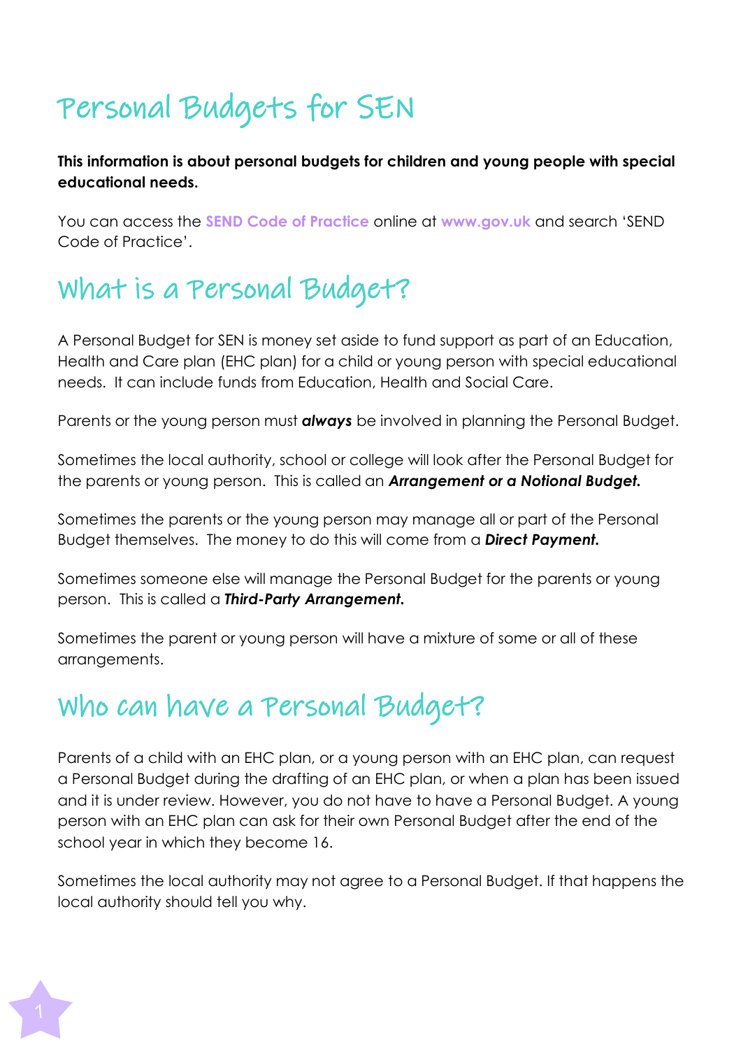# Personal Budgets for SEN

**This information is about personal budgets for children and young people with special educational needs.**

You can access the **SEND Code of Practice** online at **www.gov.uk** and search 'SEND Code of Practice'.

## What is a Personal Budget?

A Personal Budget for SEN is money set aside to fund support as part of an Education, Health and Care plan (EHC plan) for a child or young person with special educational needs. It can include funds from Education, Health and Social Care.

Parents or the young person must ***always*** be involved in planning the Personal Budget.

Sometimes the local authority, school or college will look after the Personal Budget for the parents or young person. This is called an ***Arrangement or a Notional Budget.***

Sometimes the parents or the young person may manage all or part of the Personal Budget themselves. The money to do this will come from a ***Direct Payment.***

Sometimes someone else will manage the Personal Budget for the parents or young person. This is called a ***Third-Party Arrangement.***

Sometimes the parent or young person will have a mixture of some or all of these arrangements.

## Who can have a Personal Budget?

Parents of a child with an EHC plan, or a young person with an EHC plan, can request a Personal Budget during the drafting of an EHC plan, or when a plan has been issued and it is under review. However, you do not have to have a Personal Budget. A young person with an EHC plan can ask for their own Personal Budget after the end of the school year in which they become 16.

Sometimes the local authority may not agree to a Personal Budget. If that happens the local authority should tell you why.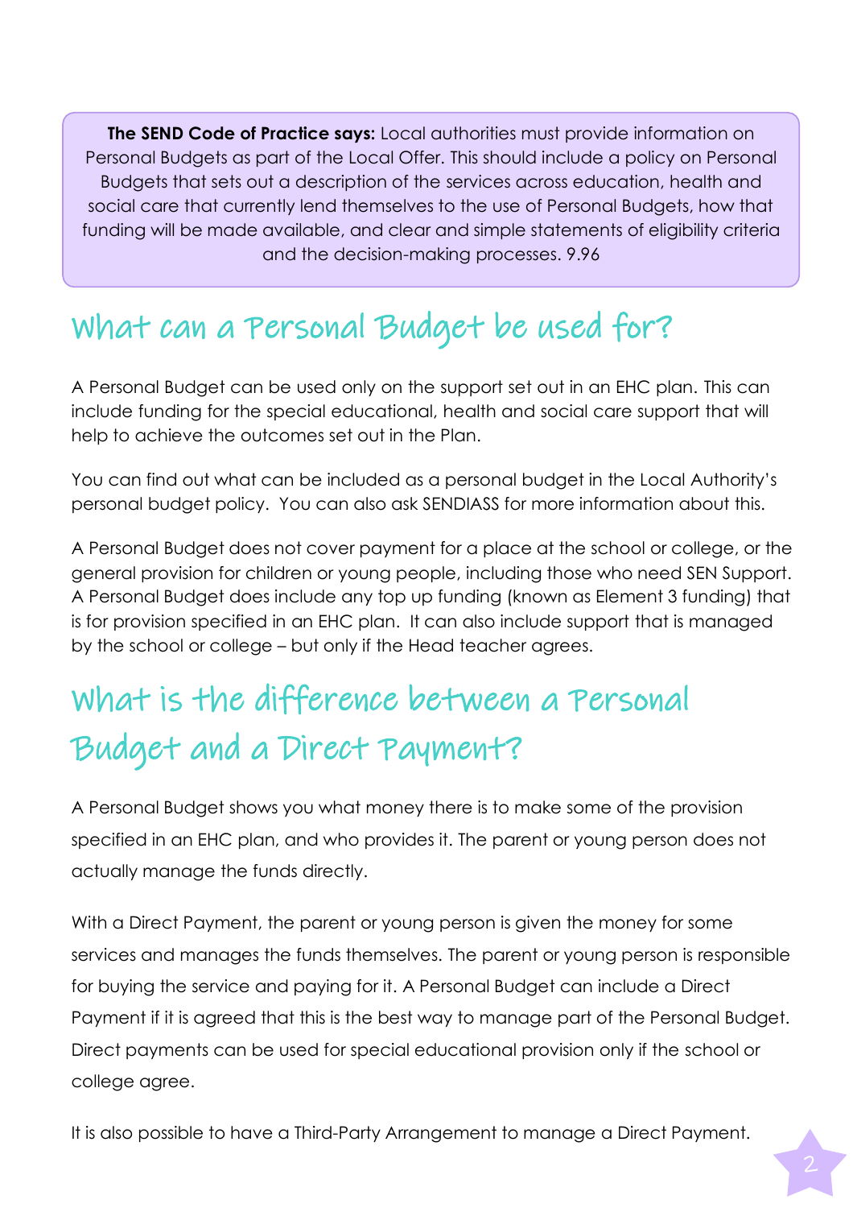> **The SEND Code of Practice says:** Local authorities must provide information on Personal Budgets as part of the Local Offer. This should include a policy on Personal Budgets that sets out a description of the services across education, health and social care that currently lend themselves to the use of Personal Budgets, how that funding will be made available, and clear and simple statements of eligibility criteria and the decision-making processes. 9.96

## What can a Personal Budget be used for?

A Personal Budget can be used only on the support set out in an EHC plan. This can include funding for the special educational, health and social care support that will help to achieve the outcomes set out in the Plan.

You can find out what can be included as a personal budget in the Local Authority's personal budget policy. You can also ask SENDIASS for more information about this.

A Personal Budget does not cover payment for a place at the school or college, or the general provision for children or young people, including those who need SEN Support. A Personal Budget does include any top up funding (known as Element 3 funding) that is for provision specified in an EHC plan. It can also include support that is managed by the school or college – but only if the Head teacher agrees.

## What is the difference between a Personal Budget and a Direct Payment?

A Personal Budget shows you what money there is to make some of the provision specified in an EHC plan, and who provides it. The parent or young person does not actually manage the funds directly.

With a Direct Payment, the parent or young person is given the money for some services and manages the funds themselves. The parent or young person is responsible for buying the service and paying for it. A Personal Budget can include a Direct Payment if it is agreed that this is the best way to manage part of the Personal Budget. Direct payments can be used for special educational provision only if the school or college agree.

It is also possible to have a Third-Party Arrangement to manage a Direct Payment.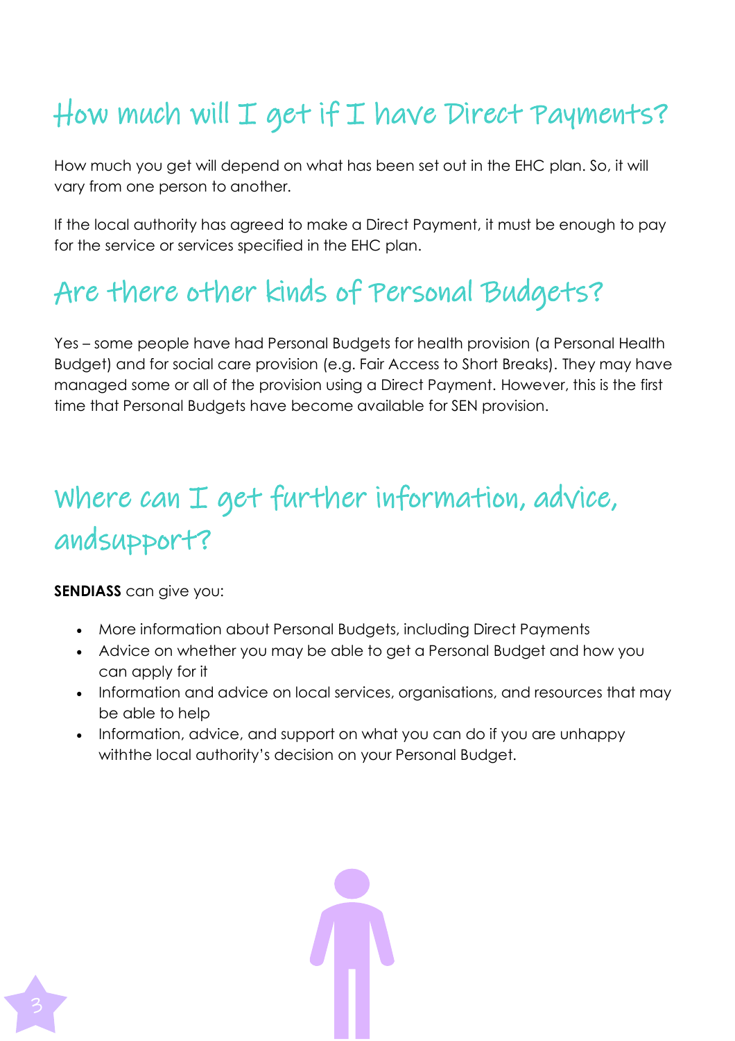## How much will I get if I have Direct Payments?

How much you get will depend on what has been set out in the EHC plan. So, it will vary from one person to another.

If the local authority has agreed to make a Direct Payment, it must be enough to pay for the service or services specified in the EHC plan.

## Are there other kinds of Personal Budgets?

Yes – some people have had Personal Budgets for health provision (a Personal Health Budget) and for social care provision (e.g. Fair Access to Short Breaks). They may have managed some or all of the provision using a Direct Payment. However, this is the first time that Personal Budgets have become available for SEN provision.

## Where can I get further information, advice, andsupport?

**SENDIASS** can give you:

- More information about Personal Budgets, including Direct Payments
- Advice on whether you may be able to get a Personal Budget and how you can apply for it
- Information and advice on local services, organisations, and resources that may be able to help
- Information, advice, and support on what you can do if you are unhappy withthe local authority's decision on your Personal Budget.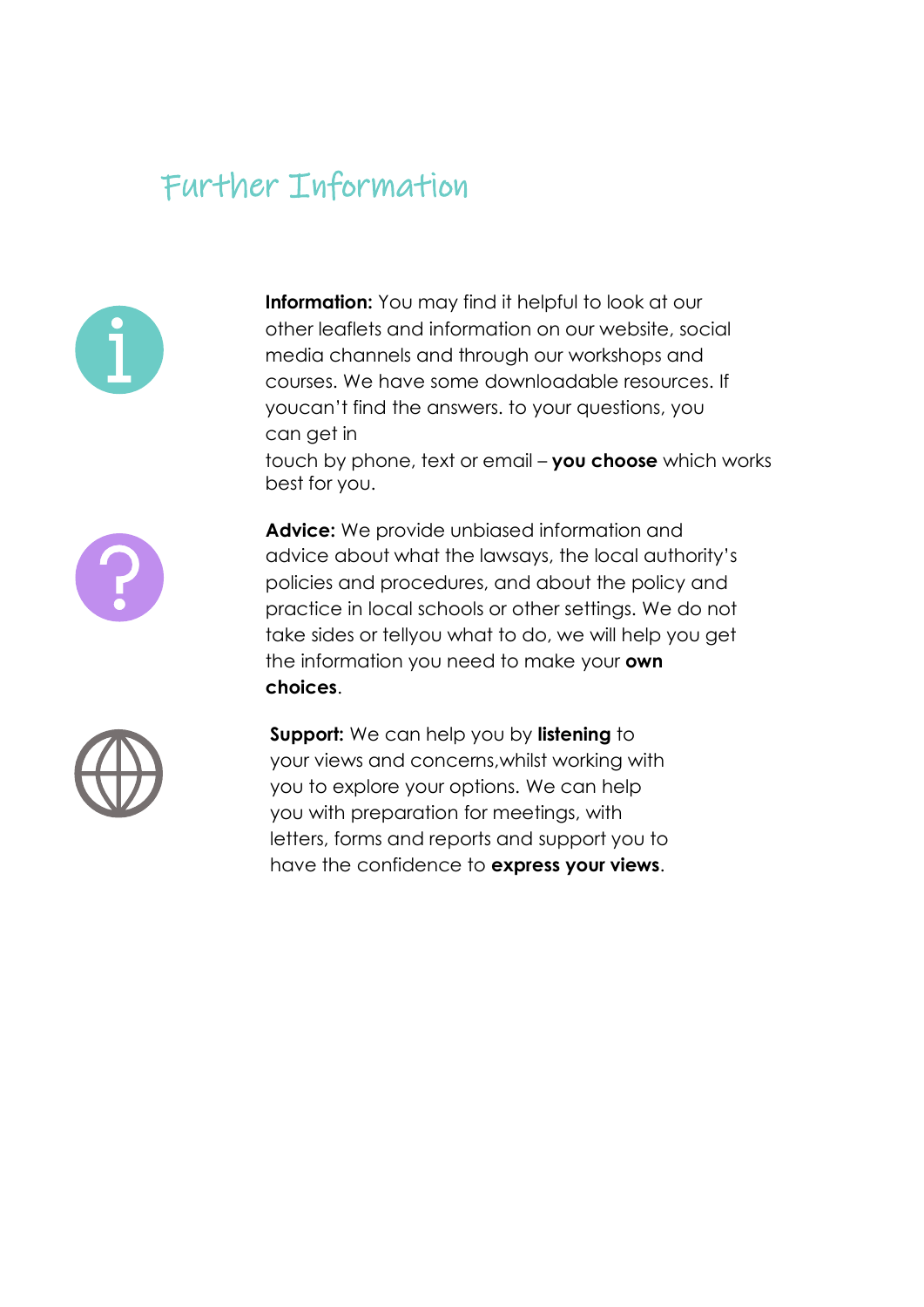# Further Information

**Information:** You may find it helpful to look at our other leaflets and information on our website, social media channels and through our workshops and courses. We have some downloadable resources. If youcan't find the answers. to your questions, you can get in touch by phone, text or email – **you choose** which works best for you.

**Advice:** We provide unbiased information and advice about what the lawsays, the local authority's policies and procedures, and about the policy and practice in local schools or other settings. We do not take sides or tellyou what to do, we will help you get the information you need to make your **own choices**.

**Support:** We can help you by **listening** to your views and concerns,whilst working with you to explore your options. We can help you with preparation for meetings, with letters, forms and reports and support you to have the confidence to **express your views**.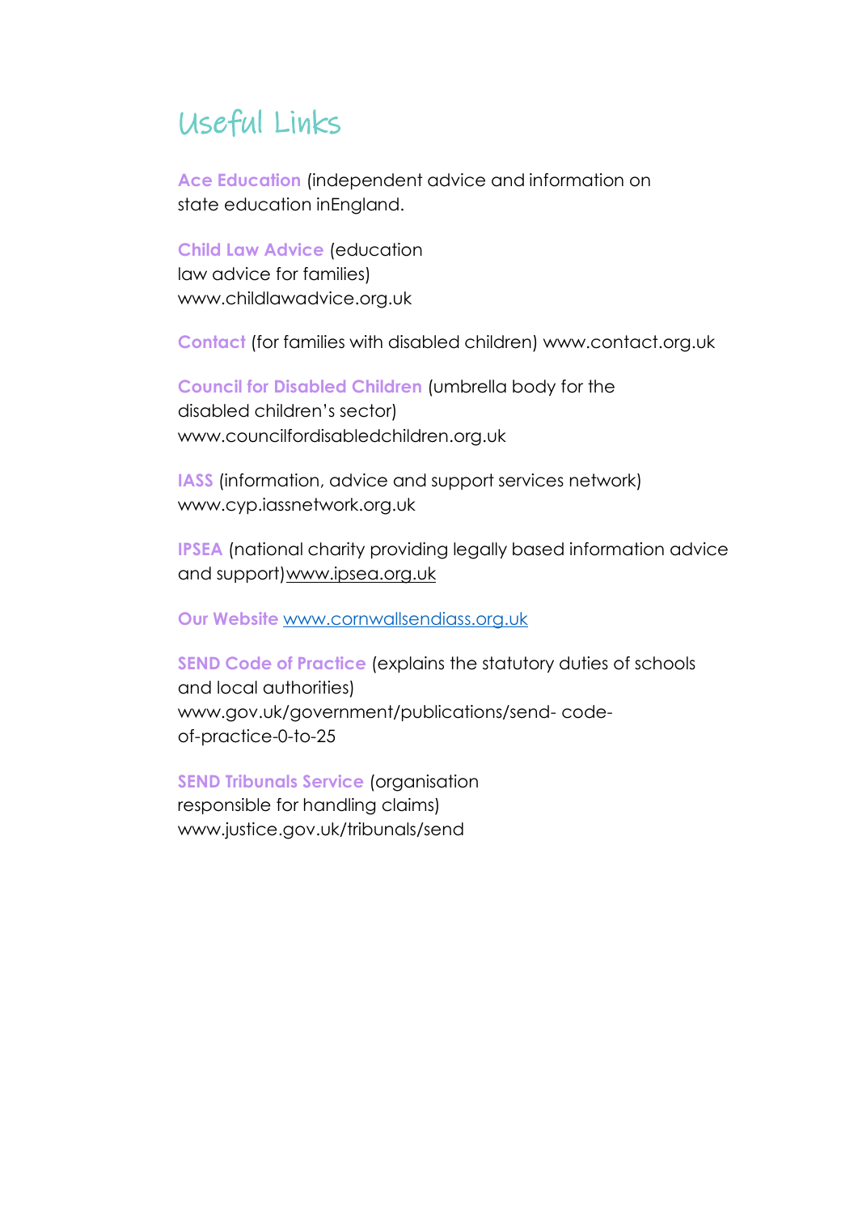# Useful Links

**Ace Education** (independent advice and information on state education inEngland.

**Child Law Advice** (education law advice for families) www.childlawadvice.org.uk

**Contact** (for families with disabled children) www.contact.org.uk

**Council for Disabled Children** (umbrella body for the disabled children's sector) www.councilfordisabledchildren.org.uk

**IASS** (information, advice and support services network) www.cyp.iassnetwork.org.uk

**IPSEA** (national charity providing legally based information advice and support)www.ipsea.org.uk

**Our Website** www.cornwallsendiass.org.uk

**SEND Code of Practice** (explains the statutory duties of schools and local authorities) www.gov.uk/government/publications/send- code-of-practice-0-to-25

**SEND Tribunals Service** (organisation responsible for handling claims) www.justice.gov.uk/tribunals/send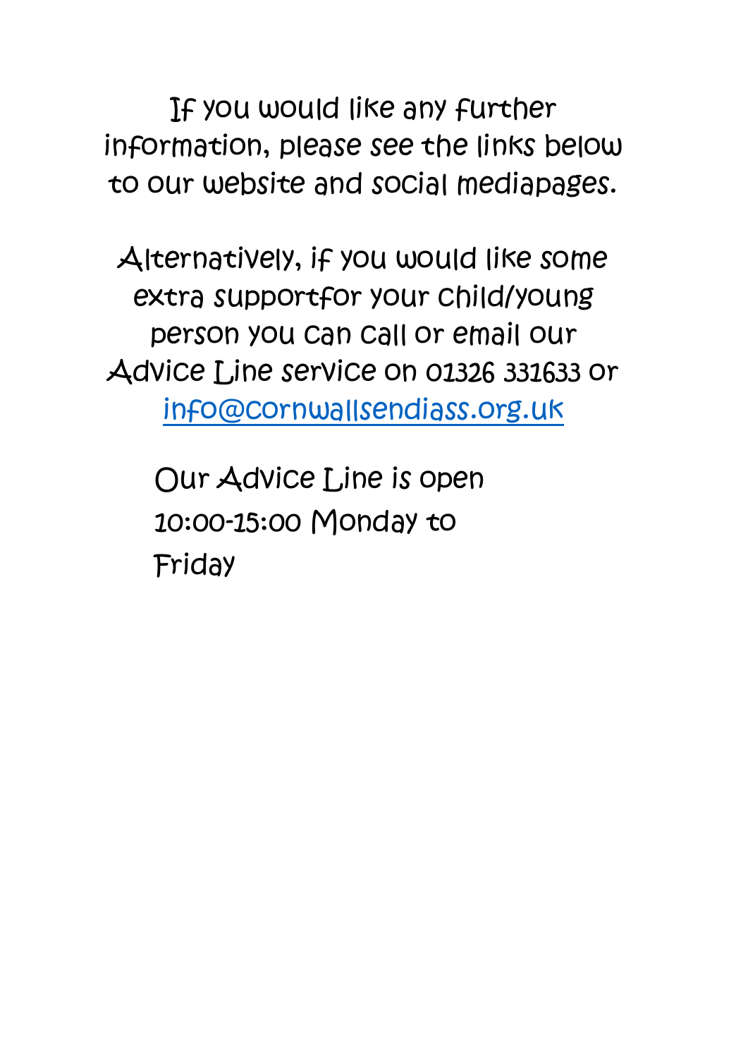If you would like any further information, please see the links below to our website and social mediapages.

Alternatively, if you would like some extra supportfor your child/young person you can call or email our Advice Line service on 01326 331633 or info@cornwallsendiass.org.uk

Our Advice Line is open 10:00-15:00 Monday to Friday